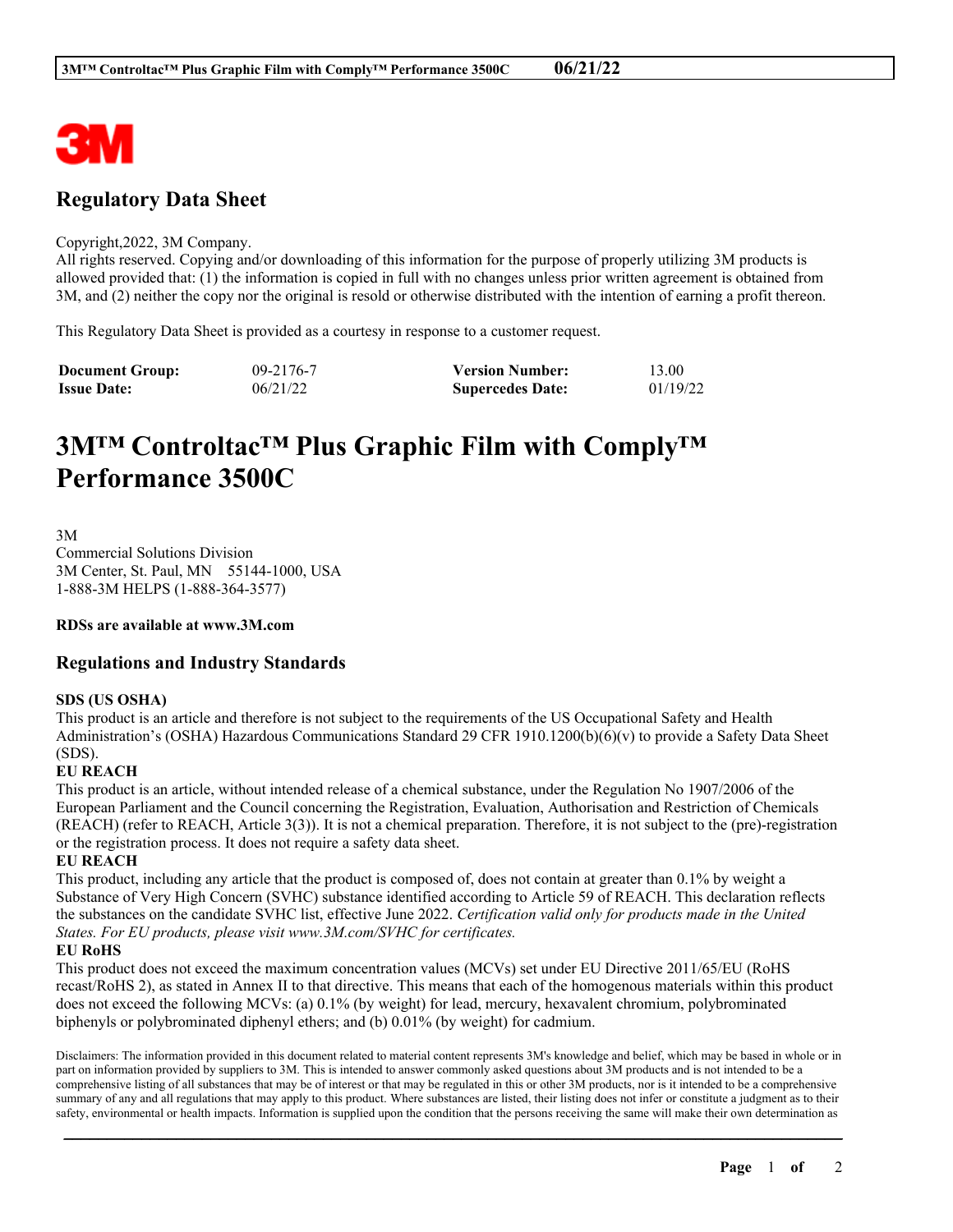## Regulatory Data Sheet

Copyright,2022, 3M Company.
All rights reserved. Copying and/or downloading of this information for the purpose of properly utilizing 3M products is allowed provided that: (1) the information is copied in full with no changes unless prior written agreement is obtained from 3M, and (2) neither the copy nor the original is resold or otherwise distributed with the intention of earning a profit thereon.

This Regulatory Data Sheet is provided as a courtesy in response to a customer request.

| **Document Group:** | 09-2176-7 | **Version Number:** | 13.00 |
|---|---|---|---|
| **Issue Date:** | 06/21/22 | **Supercedes Date:** | 01/19/22 |

# 3M™ Controltac™ Plus Graphic Film with Comply™ Performance 3500C

3M
Commercial Solutions Division
3M Center, St. Paul, MN 55144-1000, USA
1-888-3M HELPS (1-888-364-3577)

**RDSs are available at www.3M.com**

## Regulations and Industry Standards

**SDS (US OSHA)**
This product is an article and therefore is not subject to the requirements of the US Occupational Safety and Health Administration's (OSHA) Hazardous Communications Standard 29 CFR 1910.1200(b)(6)(v) to provide a Safety Data Sheet (SDS).

**EU REACH**
This product is an article, without intended release of a chemical substance, under the Regulation No 1907/2006 of the European Parliament and the Council concerning the Registration, Evaluation, Authorisation and Restriction of Chemicals (REACH) (refer to REACH, Article 3(3)). It is not a chemical preparation. Therefore, it is not subject to the (pre)-registration or the registration process. It does not require a safety data sheet.

**EU REACH**
This product, including any article that the product is composed of, does not contain at greater than 0.1% by weight a Substance of Very High Concern (SVHC) substance identified according to Article 59 of REACH. This declaration reflects the substances on the candidate SVHC list, effective June 2022. *Certification valid only for products made in the United States. For EU products, please visit www.3M.com/SVHC for certificates.*

**EU RoHS**
This product does not exceed the maximum concentration values (MCVs) set under EU Directive 2011/65/EU (RoHS recast/RoHS 2), as stated in Annex II to that directive. This means that each of the homogenous materials within this product does not exceed the following MCVs: (a) 0.1% (by weight) for lead, mercury, hexavalent chromium, polybrominated biphenyls or polybrominated diphenyl ethers; and (b) 0.01% (by weight) for cadmium.

Disclaimers: The information provided in this document related to material content represents 3M's knowledge and belief, which may be based in whole or in part on information provided by suppliers to 3M. This is intended to answer commonly asked questions about 3M products and is not intended to be a comprehensive listing of all substances that may be of interest or that may be regulated in this or other 3M products, nor is it intended to be a comprehensive summary of any and all regulations that may apply to this product. Where substances are listed, their listing does not infer or constitute a judgment as to their safety, environmental or health impacts. Information is supplied upon the condition that the persons receiving the same will make their own determination as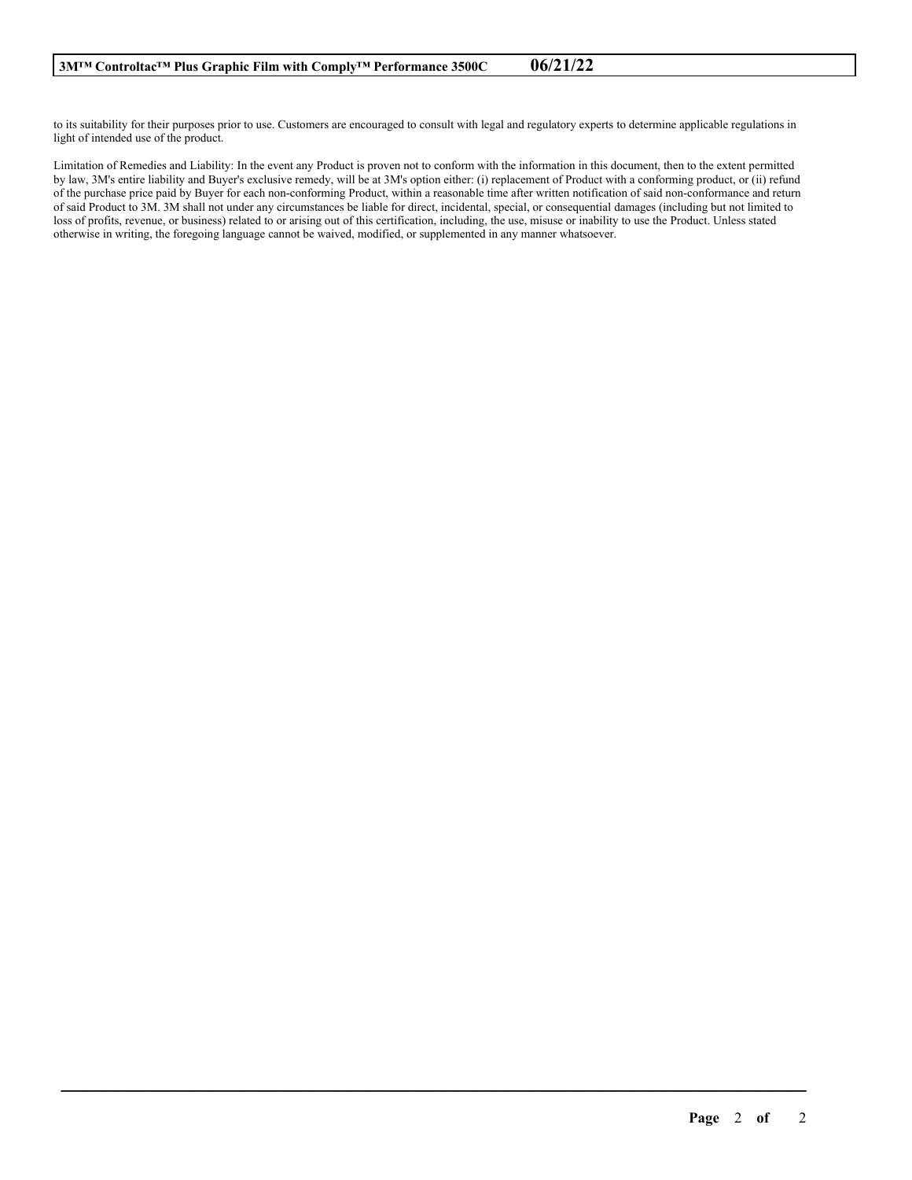to its suitability for their purposes prior to use. Customers are encouraged to consult with legal and regulatory experts to determine applicable regulations in light of intended use of the product.

Limitation of Remedies and Liability: In the event any Product is proven not to conform with the information in this document, then to the extent permitted by law, 3M's entire liability and Buyer's exclusive remedy, will be at 3M's option either: (i) replacement of Product with a conforming product, or (ii) refund of the purchase price paid by Buyer for each non-conforming Product, within a reasonable time after written notification of said non-conformance and return of said Product to 3M. 3M shall not under any circumstances be liable for direct, incidental, special, or consequential damages (including but not limited to loss of profits, revenue, or business) related to or arising out of this certification, including, the use, misuse or inability to use the Product. Unless stated otherwise in writing, the foregoing language cannot be waived, modified, or supplemented in any manner whatsoever.